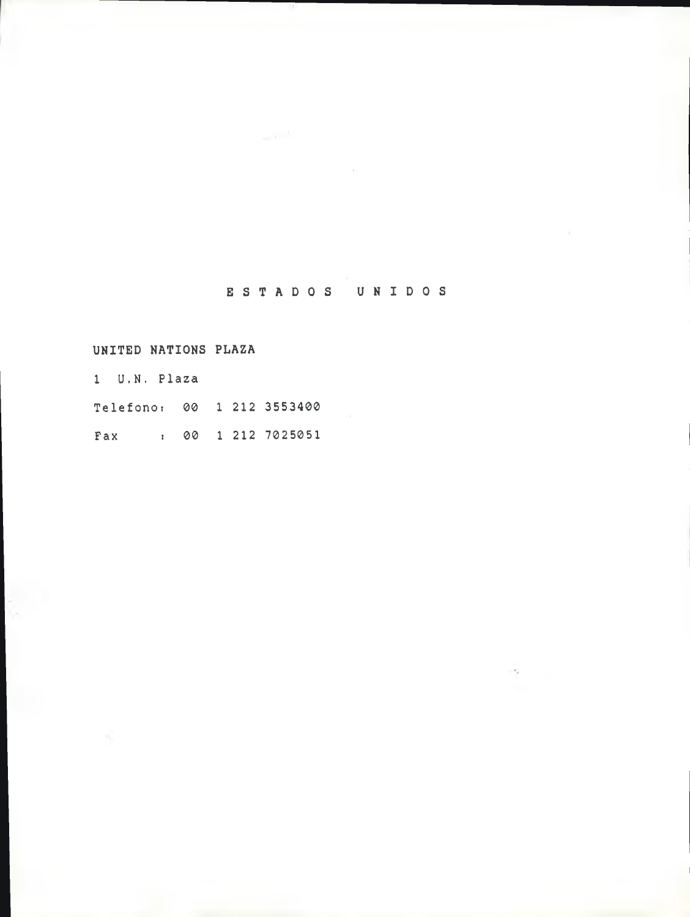# E S T A D O S   U N I D O S

**UNITED NATIONS PLAZA**

1 U.N. Plaza

Telefono: 00 1 212 3553400

Fax : 00 1 212 7025051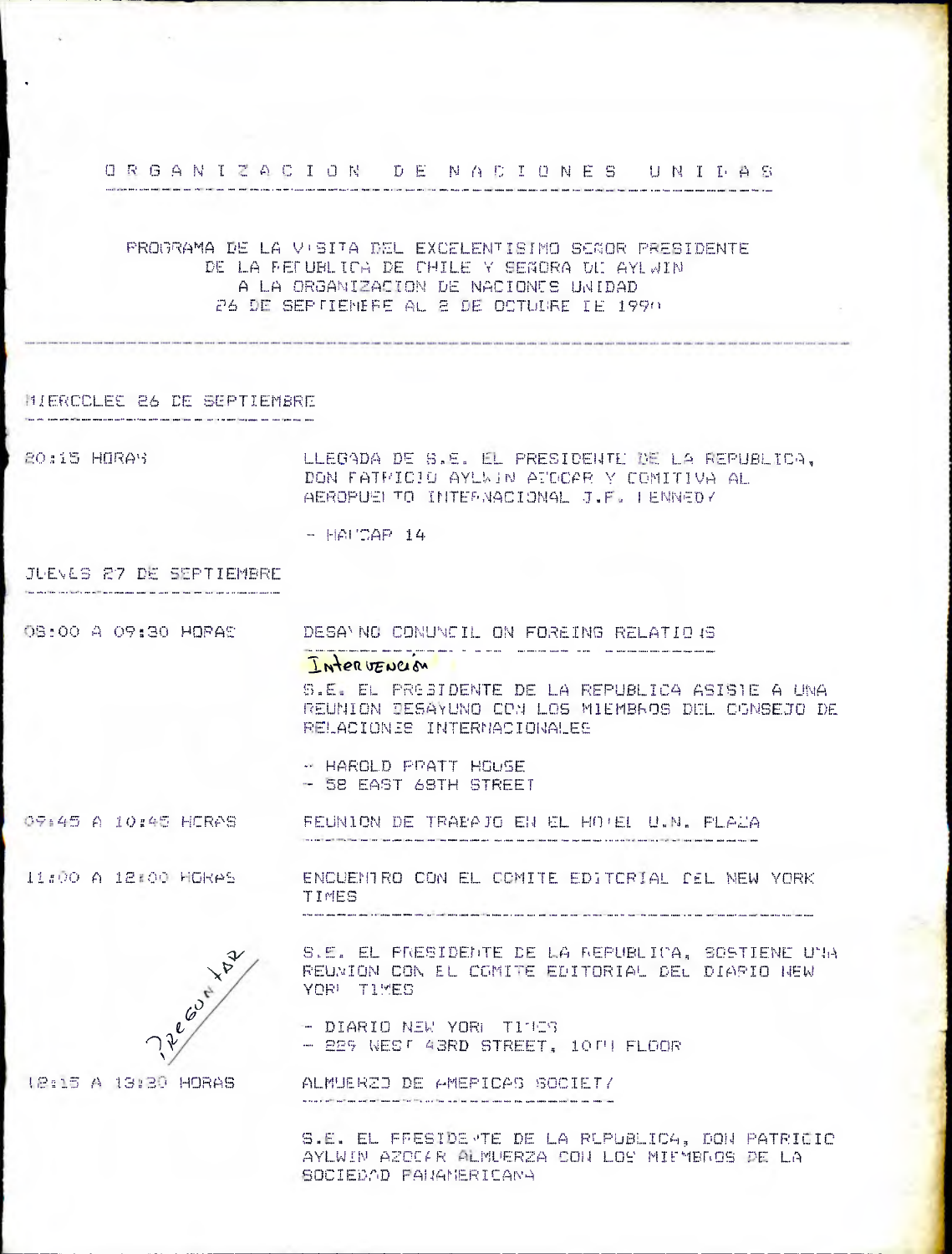# ORGANIZACION DE NACIONES UNIDAS

PROGRAMA DE LA VISITA DEL EXCELENTISIMO SEÑOR PRESIDENTE DE LA REPUBLICA DE CHILE Y SEÑORA DE AYLWIN A LA ORGANIZACION DE NACIONES UNIDAD 26 DE SEPTIEMBRE AL 2 DE OCTUBRE DE 1990

## MIERCOLES 26 DE SEPTIEMBRE

20:15 HORAS

LLEGADA DE S.E. EL PRESIDENTE DE LA REPUBLICA, DON PATRICIO AYLWIN AZOCAR Y COMITIVA AL AEROPUERTO INTERNACIONAL J.F. KENNEDY

- HANGAR 14

## JUEVES 27 DE SEPTIEMBRE

08:00 A 09:30 HORAS

DESAYUNO CONUNCIL ON FOREING RELATIONS

Intervención

S.E. EL PRESIDENTE DE LA REPUBLICA ASISTE A UNA REUNION DESAYUNO CON LOS MIEMBROS DEL CONSEJO DE RELACIONES INTERNACIONALES

- HAROLD PRATT HOUSE
- 58 EAST 68TH STREET

09:45 A 10:45 HORAS

REUNION DE TRABAJO EN EL HOTEL U.N. PLAZA

11:00 A 12:00 HORAS

ENCUENTRO CON EL COMITE EDITORIAL DEL NEW YORK TIMES

Preguntar

S.E. EL PRESIDENTE DE LA REPUBLICA, SOSTIENE UNA REUNION CON EL COMITE EDITORIAL DEL DIARIO NEW YORK TIMES

- DIARIO NEW YORK TIMES
- 229 WEST 43RD STREET, 10TH FLOOR

12:15 A 13:30 HORAS

ALMUERZO DE AMERICAS SOCIETY

S.E. EL PRESIDENTE DE LA REPUBLICA, DON PATRICIO AYLWIN AZOCAR ALMUERZA CON LOS MIEMBROS DE LA SOCIEDAD PANAMERICANA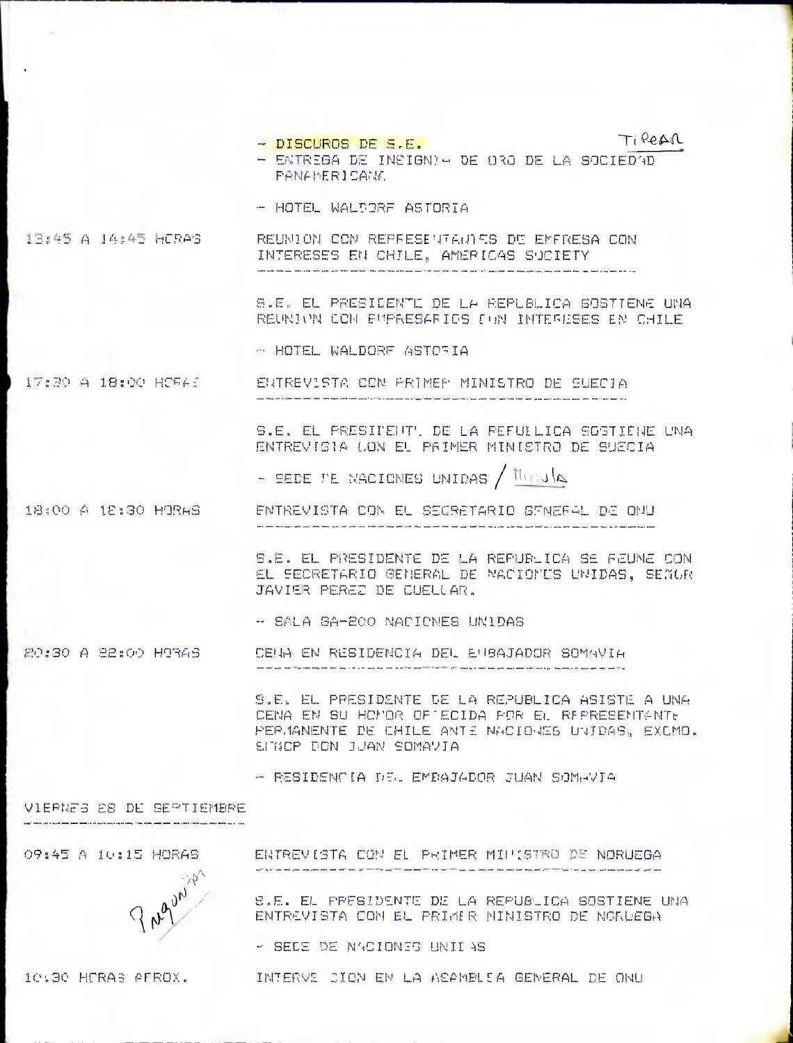- DISCUROS DE S.E. TIPEAR
- ENTREGA DE INSIGNIA DE ORO DE LA SOCIEDAD PANAMERICANA

- HOTEL WALDORF ASTORIA

13:45 A 14:45 HORAS REUNION CON REPRESENTANTES DE EMPRESA CON INTERESES EN CHILE, AMERICAS SOCIETY

S.E. EL PRESIDENTE DE LA REPUBLICA SOSTIENE UNA REUNION CON EMPRESARIOS CON INTERESES EN CHILE

- HOTEL WALDORF ASTORIA

17:30 A 18:00 HORAS ENTREVISTA CON PRIMER MINISTRO DE SUECIA

S.E. EL PRESIDENTE DE LA REPUBLICA SOSTIENE UNA ENTREVISTA CON EL PRIMER MINISTRO DE SUECIA

- SEDE DE NACIONES UNIDAS / minuta

18:00 A 18:30 HORAS ENTREVISTA CON EL SECRETARIO GENERAL DE ONU

S.E. EL PRESIDENTE DE LA REPUBLICA SE REUNE CON EL SECRETARIO GENERAL DE NACIONES UNIDAS, SEÑOR JAVIER PEREZ DE CUELLAR.

- SALA GA-200 NACIONES UNIDAS

20:30 A 22:00 HORAS CENA EN RESIDENCIA DEL EMBAJADOR SOMAVIA

S.E. EL PRESIDENTE DE LA REPUBLICA ASISTE A UNA CENA EN SU HONOR OFRECIDA POR EL REPRESENTANTE PERMANENTE DE CHILE ANTE NACIONES UNIDAS, EXCMO. SEÑOR DON JUAN SOMAVIA

- RESIDENCIA DEL EMBAJADOR JUAN SOMAVIA

VIERNES 28 DE SEPTIEMBRE

09:45 A 10:15 HORAS ENTREVISTA CON EL PRIMER MINISTRO DE NORUEGA

Preguntar

S.E. EL PRESIDENTE DE LA REPUBLICA SOSTIENE UNA ENTREVISTA CON EL PRIMER MINISTRO DE NORUEGA

- SEDE DE NACIONES UNIDAS

10:30 HORAS APROX. INTERVENCION EN LA ASAMBLEA GENERAL DE ONU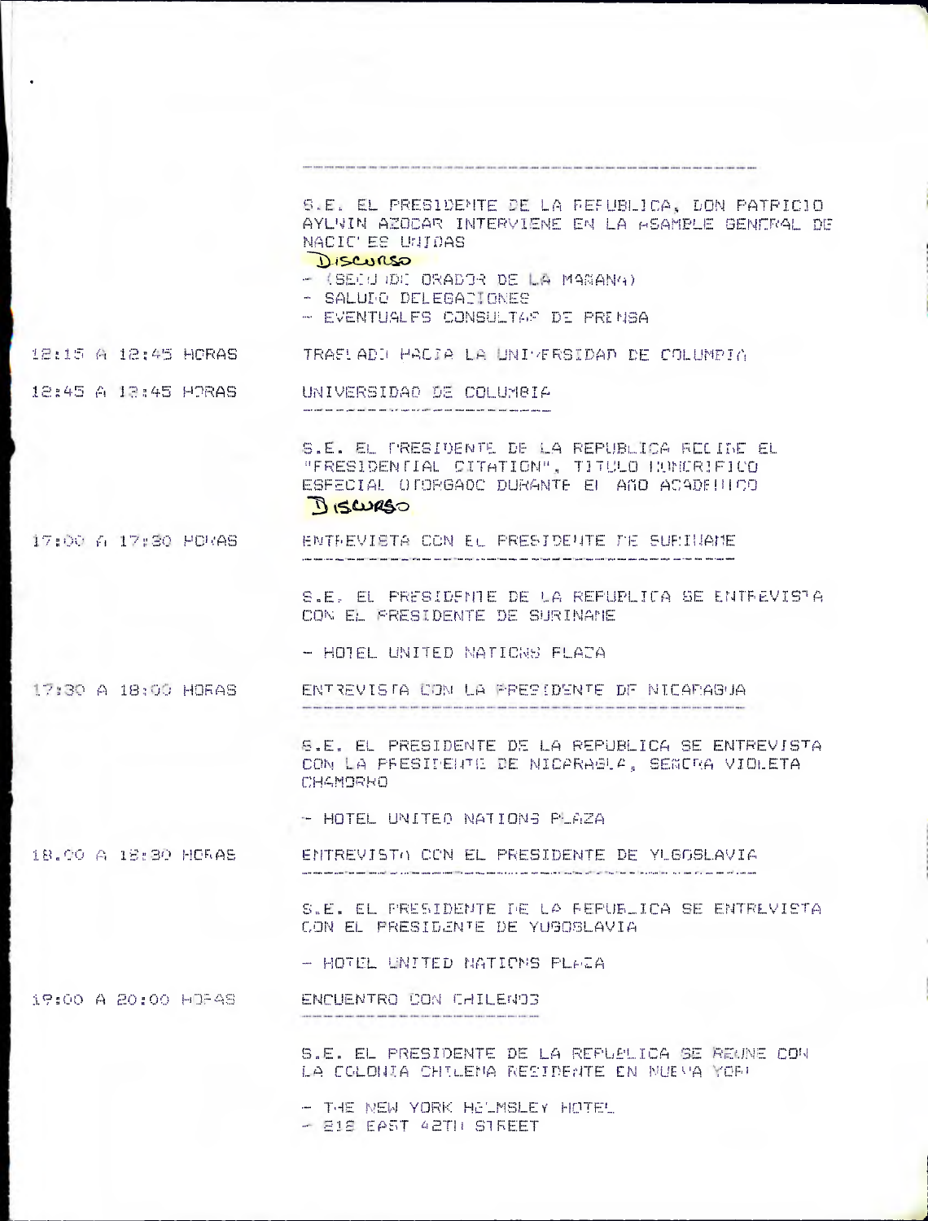S.E. EL PRESIDENTE DE LA REPUBLICA, DON PATRICIO AYLWIN AZOCAR INTERVIENE EN LA ASAMBLE GENERAL DE NACIONES UNIDAS

Discurso

- (SEGUNDO ORADOR DE LA MAÑANA)
- SALUDO DELEGACIONES
- EVENTUALES CONSULTAS DE PRENSA

12:15 A 12:45 HORAS — TRASLADO HACIA LA UNIVERSIDAD DE COLUMBIA

12:45 A 13:45 HORAS — UNIVERSIDAD DE COLUMBIA

S.E. EL PRESIDENTE DE LA REPUBLICA RECIBE EL "PRESIDENTIAL CITATION", TITULO HONORIFICO ESPECIAL OTORGADO DURANTE EL AÑO ACADEMICO

Discurso

17:00 A 17:30 HORAS — ENTREVISTA CON EL PRESIDENTE DE SURINAME

S.E. EL PRESIDENTE DE LA REPUBLICA SE ENTREVISTA CON EL PRESIDENTE DE SURINAME

- HOTEL UNITED NATIONS PLAZA

17:30 A 18:00 HORAS — ENTREVISTA CON LA PRESIDENTE DE NICARAGUA

S.E. EL PRESIDENTE DE LA REPUBLICA SE ENTREVISTA CON LA PRESIDENTE DE NICARAGUA, SEÑORA VIOLETA CHAMORRO

- HOTEL UNITED NATIONS PLAZA

18.00 A 18:30 HORAS — ENTREVISTA CON EL PRESIDENTE DE YUGOSLAVIA

S.E. EL PRESIDENTE DE LA REPUBLICA SE ENTREVISTA CON EL PRESIDENTE DE YUGOSLAVIA

- HOTEL UNITED NATIONS PLAZA

19:00 A 20:00 HORAS — ENCUENTRO CON CHILENOS

S.E. EL PRESIDENTE DE LA REPUBLICA SE REUNE CON LA COLONIA CHILENA RESIDENTE EN NUEVA YORK

- THE NEW YORK HELMSLEY HOTEL
- 212 EAST 42TH STREET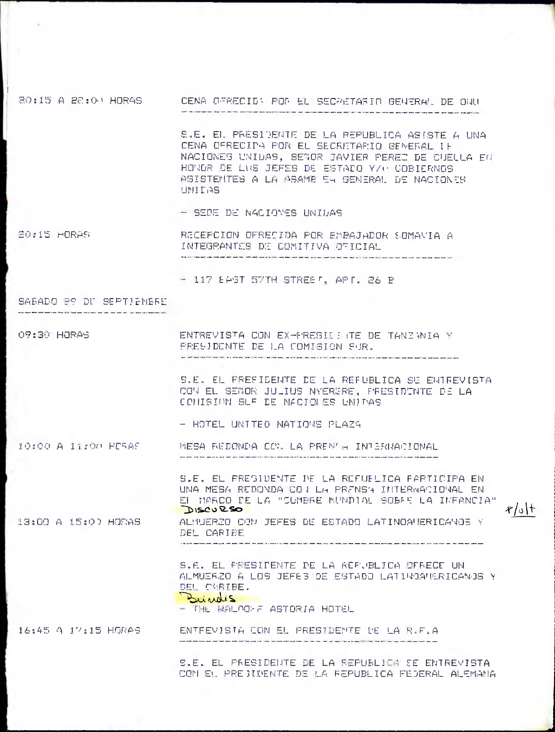| | |
|---|---|
| 20:15 A 22:00 HORAS | CENA OFRECIDA POR EL SECRETARIO GENERAL DE ONU |
| | S.E. EL PRESIDENTE DE LA REPUBLICA ASISTE A UNA CENA OFRECIDA POR EL SECRETARIO GENERAL DE NACIONES UNIDAS, SEÑOR JAVIER PEREZ DE CUELLAR EN HONOR DE LOS JEFES DE ESTADO Y/O GOBIERNOS ASISTENTES A LA ASAMBLEA GENERAL DE NACIONES UNIDAS |
| | - SEDE DE NACIONES UNIDAS |
| 20:15 HORAS | RECEPCION OFRECIDA POR EMBAJADOR SOMAVIA A INTEGRANTES DE COMITIVA OFICIAL |
| | - 117 EAST 57TH STREET, APT. 26 B |

**SABADO 29 DE SEPTIEMBRE**

| | |
|---|---|
| 09:30 HORAS | ENTREVISTA CON EX-PRESIDENTE DE TANZANIA Y PRESIDENTE DE LA COMISION SUR. |
| | S.E. EL PRESIDENTE DE LA REPUBLICA SE ENTREVISTA CON EL SEÑOR JULIUS NYERERE, PRESIDENTE DE LA COMISION SUR DE NACIONES UNIDAS |
| | - HOTEL UNITED NATIONS PLAZA |
| 10:00 A 11:00 HORAS | MESA REDONDA CON LA PRENSA INTERNACIONAL |
| | S.E. EL PRESIDENTE DE LA REPUBLICA PARTICIPA EN UNA MESA REDONDA CON LA PRENSA INTERNACIONAL EN EL MARCO DE LA "CUMBRE MUNDIAL SOBRE LA INFANCIA" |
| | Discurso |
| 13:00 A 15:00 HORAS | ALMUERZO CON JEFES DE ESTADO LATINOAMERICANOS Y DEL CARIBE |
| | S.E. EL PRESIDENTE DE LA REPUBLICA OFRECE UN ALMUERZO A LOS JEFES DE ESTADO LATINOAMERICANOS Y DEL CARIBE. |
| | Brindis |
| | - THE WALDORF ASTORIA HOTEL |
| 16:45 A 17:15 HORAS | ENTREVISTA CON EL PRESIDENTE DE LA R.F.A |
| | S.E. EL PRESIDENTE DE LA REPUBLICA SE ENTREVISTA CON EL PRESIDENTE DE LA REPUBLICA FEDERAL ALEMANA |

+/o/+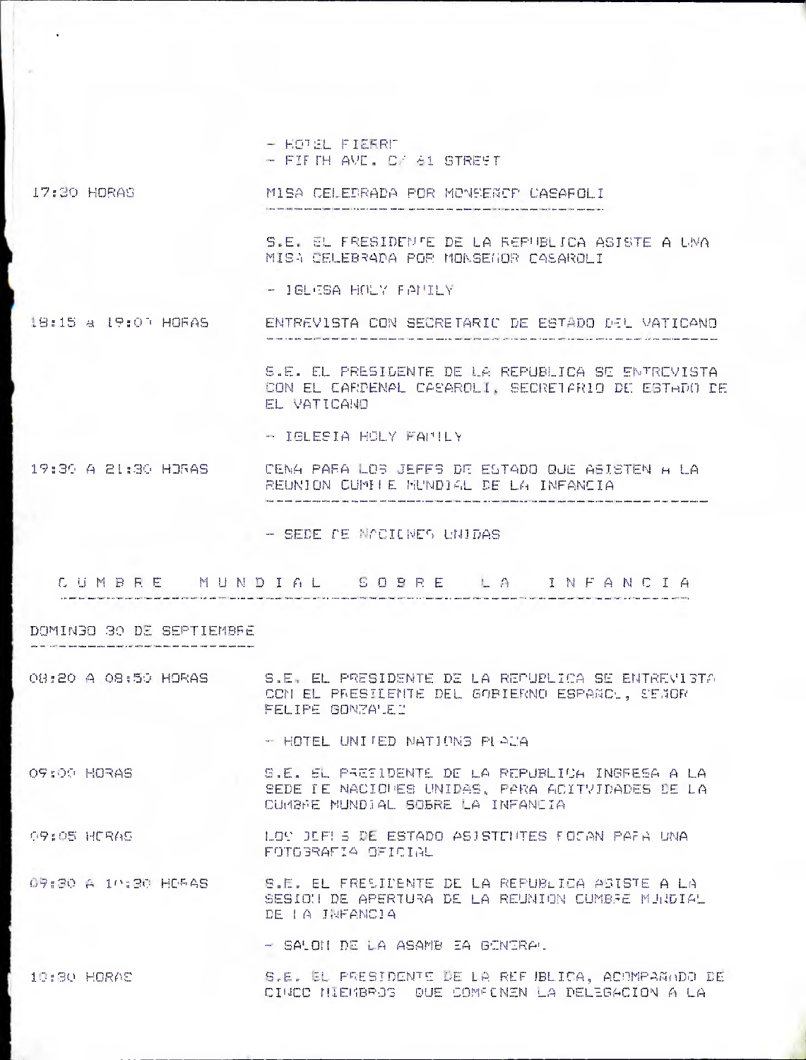- HOTEL PIERRE
- FIFTH AVE. C/ 61 STREET

| | |
|---|---|
| 17:30 HORAS | MISA CELEBRADA POR MONSEÑOR CASAROLI |
| | S.E. EL PRESIDENTE DE LA REPUBLICA ASISTE A UNA MISA CELEBRADA POR MONSEÑOR CASAROLI |
| | - IGLESIA HOLY FAMILY |
| 18:15 a 19:00 HORAS | ENTREVISTA CON SECRETARIO DE ESTADO DEL VATICANO |
| | S.E. EL PRESIDENTE DE LA REPUBLICA SE ENTREVISTA CON EL CARDENAL CASAROLI, SECRETARIO DE ESTADO DE EL VATICANO |
| | - IGLESIA HOLY FAMILY |
| 19:30 A 21:30 HORAS | CENA PARA LOS JEFES DE ESTADO QUE ASISTEN A LA REUNION CUMBRE MUNDIAL DE LA INFANCIA |
| | - SEDE DE NACIONES UNIDAS |

## C U M B R E   M U N D I A L   S O B R E   L A   I N F A N C I A

### DOMINGO 30 DE SEPTIEMBRE

| | |
|---|---|
| 08:20 A 08:50 HORAS | S.E. EL PRESIDENTE DE LA REPUBLICA SE ENTREVISTA CON EL PRESIDENTE DEL GOBIERNO ESPAÑOL, SEÑOR FELIPE GONZALEZ |
| | - HOTEL UNITED NATIONS PLAZA |
| 09:00 HORAS | S.E. EL PRESIDENTE DE LA REPUBLICA INGRESA A LA SEDE DE NACIONES UNIDAS, PARA ACTIVIDADES DE LA CUMBRE MUNDIAL SOBRE LA INFANCIA |
| 09:05 HORAS | LOS JEFES DE ESTADO ASISTENTES POSAN PARA UNA FOTOGRAFIA OFICIAL |
| 09:30 A 10:30 HORAS | S.E. EL PRESIDENTE DE LA REPUBLICA ASISTE A LA SESION DE APERTURA DE LA REUNION CUMBRE MUNDIAL DE LA INFANCIA |
| | - SALON DE LA ASAMBLEA GENERAL |
| 10:30 HORAS | S.E. EL PRESIDENTE DE LA REPUBLICA, ACOMPAÑADO DE CINCO MIEMBROS QUE COMPONEN LA DELEGACION A LA |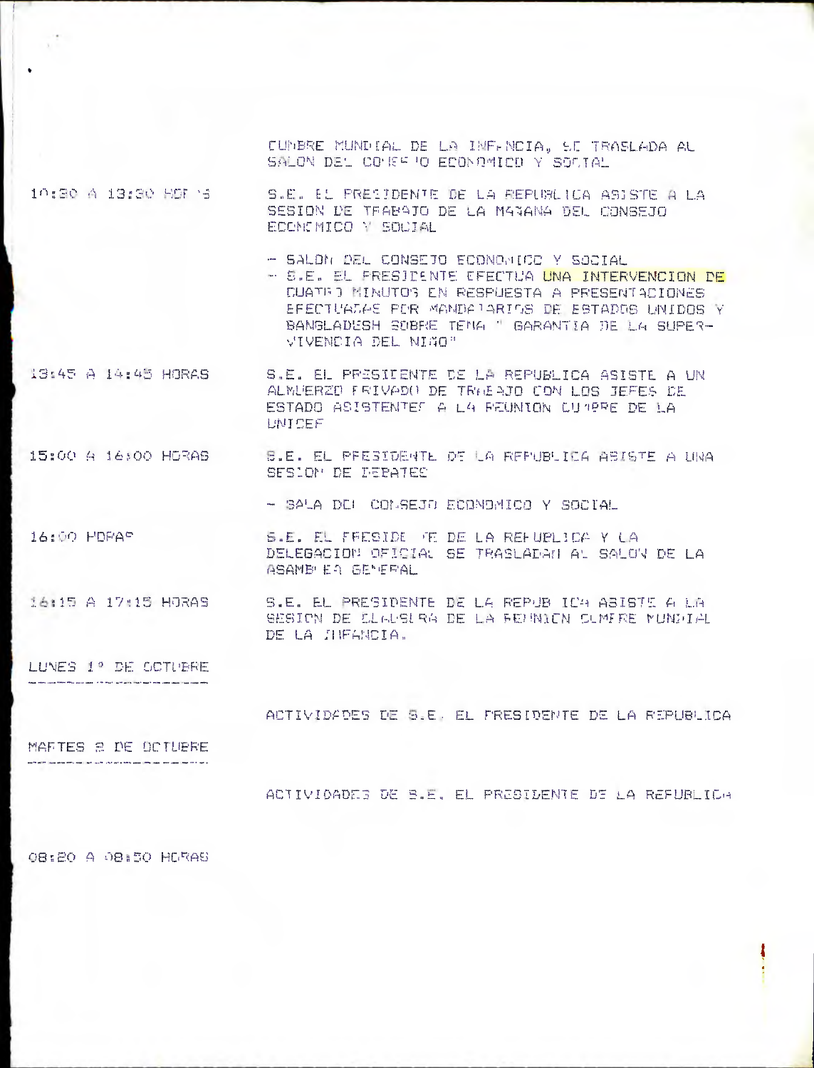CUMBRE MUNDIAL DE LA INFANCIA, SE TRASLADA AL SALON DEL CONSEJO ECONOMICO Y SOCIAL

| | |
|---|---|
| 10:30 A 13:30 HORAS | S.E. EL PRESIDENTE DE LA REPUBLICA ASISTE A LA SESION DE TRABAJO DE LA MAÑANA DEL CONSEJO ECONOMICO Y SOCIAL<br>- SALON DEL CONSEJO ECONOMICO Y SOCIAL<br>- S.E. EL PRESIDENTE EFECTUA UNA INTERVENCION DE CUATRO MINUTOS EN RESPUESTA A PRESENTACIONES EFECTUADAS POR MANDATARIOS DE ESTADOS UNIDOS Y BANGLADESH SOBRE TEMA " GARANTIA DE LA SUPERVIVENCIA DEL NIÑO" |
| 13:45 A 14:45 HORAS | S.E. EL PRESIDENTE DE LA REPUBLICA ASISTE A UN ALMUERZO PRIVADO DE TRABAJO CON LOS JEFES DE ESTADO ASISTENTES A LA REUNION CUMBRE DE LA UNICEF |
| 15:00 A 16:00 HORAS | S.E. EL PRESIDENTE DE LA REPUBLICA ASISTE A UNA SESION DE DEBATES<br>- SALA DEL CONSEJO ECONOMICO Y SOCIAL |
| 16:00 HORAS | S.E. EL PRESIDENTE DE LA REPUBLICA Y LA DELEGACION OFICIAL SE TRASLADAN AL SALON DE LA ASAMBLEA GENERAL |
| 16:15 A 17:15 HORAS | S.E. EL PRESIDENTE DE LA REPUBLICA ASISTE A LA SESION DE CLAUSURA DE LA REUNION CUMBRE MUNDIAL DE LA INFANCIA. |

**LUNES 1° DE OCTUBRE**

ACTIVIDADES DE S.E. EL PRESIDENTE DE LA REPUBLICA

**MARTES 2 DE OCTUBRE**

ACTIVIDADES DE S.E. EL PRESIDENTE DE LA REPUBLICA

08:20 A 08:50 HORAS